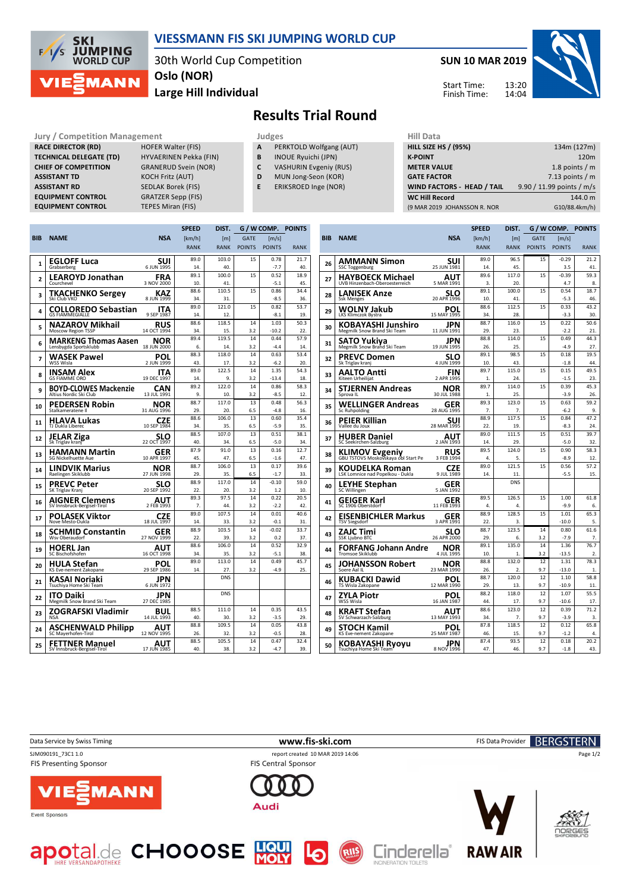# VIESSMANN FIS SKI JUMPING WORLD CUP

30th World Cup Competition
Oslo (NOR)
Large Hill Individual

**SUN 10 MAR 2019**

Start Time: 13:20
Finish Time: 14:04

## Results Trial Round

| Jury / Competition Management | |
|---|---|
| RACE DIRECTOR (RD) | HOFER Walter (FIS) |
| TECHNICAL DELEGATE (TD) | HYVAERINEN Pekka (FIN) |
| CHIEF OF COMPETITION | GRANERUD Svein (NOR) |
| ASSISTANT TD | KOCH Fritz (AUT) |
| ASSISTANT RD | SEDLAK Borek (FIS) |
| EQUIPMENT CONTROL | GRATZER Sepp (FIS) |
| EQUIPMENT CONTROL | TEPES Miran (FIS) |

| Judges | |
|---|---|
| A | PERKTOLD Wolfgang (AUT) |
| B | INOUE Ryuichi (JPN) |
| C | VASHURIN Evgeniy (RUS) |
| D | MUN Jong-Seon (KOR) |
| E | ERIKSROED Inge (NOR) |

| Hill Data | |
|---|---|
| HILL SIZE HS / (95%) | 134m (127m) |
| K-POINT | 120m |
| METER VALUE | 1.8 points / m |
| GATE FACTOR | 7.13 points / m |
| WIND FACTORS - HEAD / TAIL | 9.90 / 11.99 points / m/s |
| WC Hill Record | 144.0 m |
| (9 MAR 2019 JOHANSSON R. NOR | G10/88.4km/h) |

| BIB | NAME | NSA | SPEED [km/h] RANK | DIST. [m] RANK | GATE POINTS | WIND [m/s] POINTS | POINTS RANK |
|---|---|---|---|---|---|---|---|
| 1 | EGLOFF Luca, Grabserberg | SUI 6 JUN 1995 | 89.0 / 14. | 103.0 / 40. | 15 | 0.78 / -7.7 | 21.7 / 40. |
| 2 | LEAROYD Jonathan, Courchevel | FRA 3 NOV 2000 | 89.1 / 10. | 100.0 / 41. | 15 | 0.52 / -5.1 | 18.9 / 45. |
| 3 | TKACHENKO Sergey, Ski Club VKO | KAZ 8 JUN 1999 | 88.6 / 34. | 110.5 / 31. | 15 | 0.86 / -8.5 | 34.4 / 36. |
| 4 | COLLOREDO Sebastian, GS FIAMMEGIALLE | ITA 9 SEP 1987 | 89.0 / 14. | 121.0 / 12. | 15 | 0.82 / -8.1 | 53.7 / 19. |
| 5 | NAZAROV Mikhail, Moscow Region TSSP | RUS 14 OCT 1994 | 88.6 / 34. | 118.5 / 15. | 14 / 3.2 | 1.03 / -10.2 | 50.3 / 22. |
| 6 | MARKENG Thomas Aasen, Lensbygda Sportsklubb | NOR 18 JUN 2000 | 89.4 / 6. | 119.5 / 14. | 14 / 3.2 | 0.45 / -4.4 | 57.9 / 14. |
| 7 | WASEK Pawel, WSS Wisla | POL 2 JUN 1999 | 88.3 / 43. | 118.0 / 17. | 14 / 3.2 | 0.63 / -6.2 | 53.4 / 20. |
| 8 | INSAM Alex, GS FIAMME ORO | ITA 19 DEC 1997 | 89.0 / 14. | 122.5 / 9. | 14 / 3.2 | 1.35 / -13.4 | 54.3 / 18. |
| 9 | BOYD-CLOWES Mackenzie, Altius Nordic Ski Club | CAN 13 JUL 1991 | 89.2 / 9. | 122.0 / 10. | 14 / 3.2 | 0.86 / -8.5 | 58.3 / 12. |
| 10 | PEDERSEN Robin, Stalkameratene Il | NOR 31 AUG 1996 | 88.7 / 29. | 117.0 / 20. | 13 / 6.5 | 0.48 / -4.8 | 56.3 / 16. |
| 11 | HLAVA Lukas, TJ Dukla Liberec | CZE 10 SEP 1984 | 88.6 / 34. | 106.0 / 35. | 13 / 6.5 | 0.60 / -5.9 | 35.4 / 35. |
| 12 | JELAR Ziga, Sk Triglav kranj | SLO 22 OCT 1997 | 88.5 / 40. | 107.0 / 34. | 13 / 6.5 | 0.51 / -5.0 | 38.1 / 34. |
| 13 | HAMANN Martin, SG Nickelhuette Aue | GER 10 APR 1997 | 87.9 / 45. | 91.0 / 47. | 13 / 6.5 | 0.16 / -1.6 | 12.7 / 47. |
| 14 | LINDVIK Marius, Raelingen Skiklubb | NOR 27 JUN 1998 | 88.7 / 29. | 106.0 / 35. | 13 / 6.5 | 0.17 / -1.7 | 39.6 / 33. |
| 15 | PREVC Peter, SK Triglav Kranj | SLO 20 SEP 1992 | 88.9 / 22. | 117.0 / 20. | 14 / 3.2 | -0.10 / 1.2 | 59.0 / 10. |
| 16 | AIGNER Clemens, SV Innsbruck-Bergisel-Tirol | AUT 2 FEB 1993 | 89.3 / 7. | 97.5 / 44. | 14 / 3.2 | 0.22 / -2.2 | 20.5 / 42. |
| 17 | POLASEK Viktor, Nove Mesto-Dukla | CZE 18 JUL 1997 | 89.0 / 14. | 107.5 / 33. | 14 / 3.2 | 0.01 / -0.1 | 40.6 / 31. |
| 18 | SCHMID Constantin, Wsv Oberaudorf | GER 27 NOV 1999 | 88.9 / 22. | 103.5 / 39. | 14 / 3.2 | -0.02 / 0.2 | 33.7 / 37. |
| 19 | HOERL Jan, SC Bischofshofen | AUT 16 OCT 1998 | 88.6 / 34. | 106.0 / 35. | 14 / 3.2 | 0.52 / -5.1 | 32.9 / 38. |
| 20 | HULA Stefan, KS Eve-nement Zakopane | POL 29 SEP 1986 | 89.0 / 14. | 113.0 / 27. | 14 / 3.2 | 0.49 / -4.9 | 45.7 / 25. |
| 21 | KASAI Noriaki, Tsuchiya Home Ski Team | JPN 6 JUN 1972 | | DNS | | | |
| 22 | ITO Daiki, Megmilk Snow Brand Ski Team | JPN 27 DEC 1985 | | DNS | | | |
| 23 | ZOGRAFSKI Vladimir, NSA | BUL 14 JUL 1993 | 88.5 / 40. | 111.0 / 30. | 14 / 3.2 | 0.35 / -3.5 | 43.5 / 29. |
| 24 | ASCHENWALD Philipp, SC Mayerhofen-Tirol | AUT 12 NOV 1995 | 88.8 / 26. | 109.5 / 32. | 14 / 3.2 | 0.05 / -0.5 | 43.8 / 28. |
| 25 | FETTNER Manuel, SV Innsbruck-Bergisel-Tirol | AUT 17 JUN 1985 | 88.5 / 40. | 105.5 / 38. | 14 / 3.2 | 0.47 / -4.7 | 32.4 / 39. |
| 26 | AMMANN Simon, SSC Toggenburg | SUI 25 JUN 1981 | 89.0 / 14. | 96.5 / 45. | 15 | -0.29 / 3.5 | 21.2 / 41. |
| 27 | HAYBOECK Michael, UVB Hinzenbach-Oberoesterreich | AUT 5 MAR 1991 | 89.6 / 3. | 117.0 / 20. | 15 | -0.39 / 4.7 | 59.3 / 8. |
| 28 | LANISEK Anze, Ssk Menges | SLO 20 APR 1996 | 89.1 / 10. | 100.0 / 41. | 15 | 0.54 / -5.3 | 18.7 / 46. |
| 29 | WOLNY Jakub, LKS Klimczok Bystra | POL 15 MAY 1995 | 88.6 / 34. | 112.5 / 28. | 15 | 0.33 / -3.3 | 43.2 / 30. |
| 30 | KOBAYASHI Junshiro, Megmilk Snow Brand Ski Team | JPN 11 JUN 1991 | 88.7 / 29. | 116.0 / 23. | 15 | 0.22 / -2.2 | 50.6 / 21. |
| 31 | SATO Yukiya, Megmilk Snow Brand Ski Team | JPN 19 JUN 1995 | 88.8 / 26. | 114.0 / 25. | 15 | 0.49 / -4.9 | 44.3 / 27. |
| 32 | PREVC Domen, Sk Triglav kranj | SLO 4 JUN 1999 | 89.1 / 10. | 98.5 / 43. | 15 | 0.18 / -1.8 | 19.5 / 44. |
| 33 | AALTO Antti, Kiteen Urheilijat | FIN 2 APR 1995 | 89.7 / 1. | 115.0 / 24. | 15 | 0.15 / -1.5 | 49.5 / 23. |
| 34 | STJERNEN Andreas, Sprova IL | NOR 30 JUL 1988 | 89.7 / 1. | 114.0 / 25. | 15 | 0.39 / -3.9 | 45.3 / 26. |
| 35 | WELLINGER Andreas, Sc Ruhpolding | GER 28 AUG 1995 | 89.3 / 7. | 123.0 / 7. | 15 | 0.63 / -6.2 | 59.2 / 9. |
| 36 | PEIER Killian, Vallee du Joux | SUI 28 MAR 1995 | 88.9 / 22. | 117.5 / 19. | 15 | 0.84 / -8.3 | 47.2 / 24. |
| 37 | HUBER Daniel, SC Seekirchen-Salzburg | AUT 2 JAN 1993 | 89.0 / 14. | 111.5 / 29. | 15 | 0.51 / -5.0 | 39.7 / 32. |
| 38 | KLIMOV Evgeniy, GBU TSTOVS Moskovskaya obl Start Pe | RUS 3 FEB 1994 | 89.5 / 4. | 124.0 / 5. | 15 | 0.90 / -8.9 | 58.3 / 12. |
| 39 | KOUDELKA Roman, LSK Lomnice nad Popelkou - Dukla | CZE 9 JUL 1989 | 89.0 / 14. | 121.5 / 11. | 15 | 0.56 / -5.5 | 57.2 / 15. |
| 40 | LEYHE Stephan, SC Willingen | GER 5 JAN 1992 | | DNS | | | |
| 41 | GEIGER Karl, SC 1906 Oberstdorf | GER 11 FEB 1993 | 89.5 / 4. | 126.5 / 4. | 15 | 1.00 / -9.9 | 61.8 / 6. |
| 42 | EISENBICHLER Markus, TSV Siegsdorf | GER 3 APR 1991 | 88.9 / 22. | 128.5 / 3. | 15 | 1.01 / -10.0 | 65.3 / 5. |
| 43 | ZAJC Timi, SSK Ljubno BTC | SLO 26 APR 2000 | 88.7 / 29. | 123.5 / 6. | 14 / 3.2 | 0.80 / -7.9 | 61.6 / 7. |
| 44 | FORFANG Johann Andre, Tromsoe Skiklubb | NOR 4 JUL 1995 | 89.1 / 10. | 135.0 / 1. | 14 / 3.2 | 1.36 / -13.5 | 76.7 / 2. |
| 45 | JOHANSSON Robert, Soere Aal IL | NOR 23 MAR 1990 | 88.8 / 26. | 132.0 / 2. | 12 / 9.7 | 1.31 / -13.0 | 78.3 / 1. |
| 46 | KUBACKI Dawid, TS Wisla Zakopane | POL 12 MAR 1990 | 88.7 / 29. | 120.0 / 13. | 12 / 9.7 | 1.10 / -10.9 | 58.8 / 11. |
| 47 | ZYLA Piotr, WSS Wisla | POL 16 JAN 1987 | 88.2 / 44. | 118.0 / 17. | 12 / 9.7 | 1.07 / -10.6 | 55.5 / 17. |
| 48 | KRAFT Stefan, SV Schwarzach-Salzburg | AUT 13 MAY 1993 | 88.6 / 34. | 123.0 / 7. | 12 / 9.7 | 0.39 / -3.9 | 71.2 / 3. |
| 49 | STOCH Kamil, KS Eve-nement Zakopane | POL 25 MAY 1987 | 87.8 / 46. | 118.5 / 15. | 12 / 9.7 | 0.12 / -1.2 | 65.8 / 4. |
| 50 | KOBAYASHI Ryoyu, Tsuchiya Home Ski Team | JPN 8 NOV 1996 | 87.4 / 47. | 93.5 / 46. | 12 / 9.7 | 0.18 / -1.8 | 20.2 / 43. |

Data Service by Swiss Timing — www.fis-ski.com — FIS Data Provider BERGSTERN

SJM090191_73C1 1.0 — report created 10 MAR 2019 14:06

FIS Presenting Sponsor — FIS Central Sponsor — Event Sponsors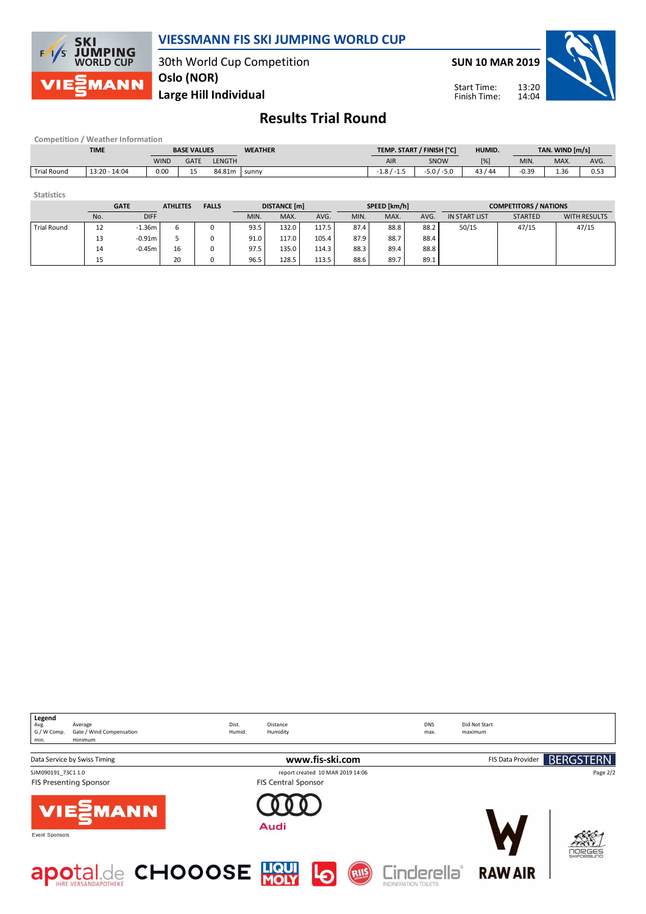# VIESSMANN FIS SKI JUMPING WORLD CUP

30th World Cup Competition

**Oslo (NOR)**

**Large Hill Individual**

**SUN 10 MAR 2019**

Start Time: 13:20
Finish Time: 14:04

## Results Trial Round

Competition / Weather Information

| TIME | | BASE VALUES | | | WEATHER | TEMP. START / FINISH [°C] | | HUMID. | TAN. WIND [m/s] | | |
|---|---|---|---|---|---|---|---|---|---|---|---|
| | | WIND | GATE | LENGTH | | AIR | SNOW | [%] | MIN. | MAX. | AVG. |
| Trial Round | 13:20 - 14:04 | 0.00 | 15 | 84.81m | sunny | -1.8 / -1.5 | -5.0 / -5.0 | 43 / 44 | -0.39 | 1.36 | 0.53 |

Statistics

| | GATE | | ATHLETES | FALLS | DISTANCE [m] | | | SPEED [km/h] | | | COMPETITORS / NATIONS | | |
|---|---|---|---|---|---|---|---|---|---|---|---|---|---|
| | No. | DIFF | | | MIN. | MAX. | AVG. | MIN. | MAX. | AVG. | IN START LIST | STARTED | WITH RESULTS |
| Trial Round | 12 | -1.36m | 6 | 0 | 93.5 | 132.0 | 117.5 | 87.4 | 88.8 | 88.2 | 50/15 | 47/15 | 47/15 |
| | 13 | -0.91m | 5 | 0 | 91.0 | 117.0 | 105.4 | 87.9 | 88.7 | 88.4 | | | |
| | 14 | -0.45m | 16 | 0 | 97.5 | 135.0 | 114.3 | 88.3 | 89.4 | 88.8 | | | |
| | 15 | | 20 | 0 | 96.5 | 128.5 | 113.5 | 88.6 | 89.7 | 89.1 | | | |

**Legend**

| | | | | | |
|---|---|---|---|---|---|
| Avg. | Average | Dist. | Distance | DNS | Did Not Start |
| G / W Comp. | Gate / Wind Compensation | Humid. | Humidity | max. | maximum |
| min. | minimum | | | | |

Data Service by Swiss Timing

www.fis-ski.com

FIS Data Provider BERGSTERN

SJM090191_73C1 1.0

report created 10 MAR 2019 14:06

FIS Presenting Sponsor

FIS Central Sponsor

Event Sponsors